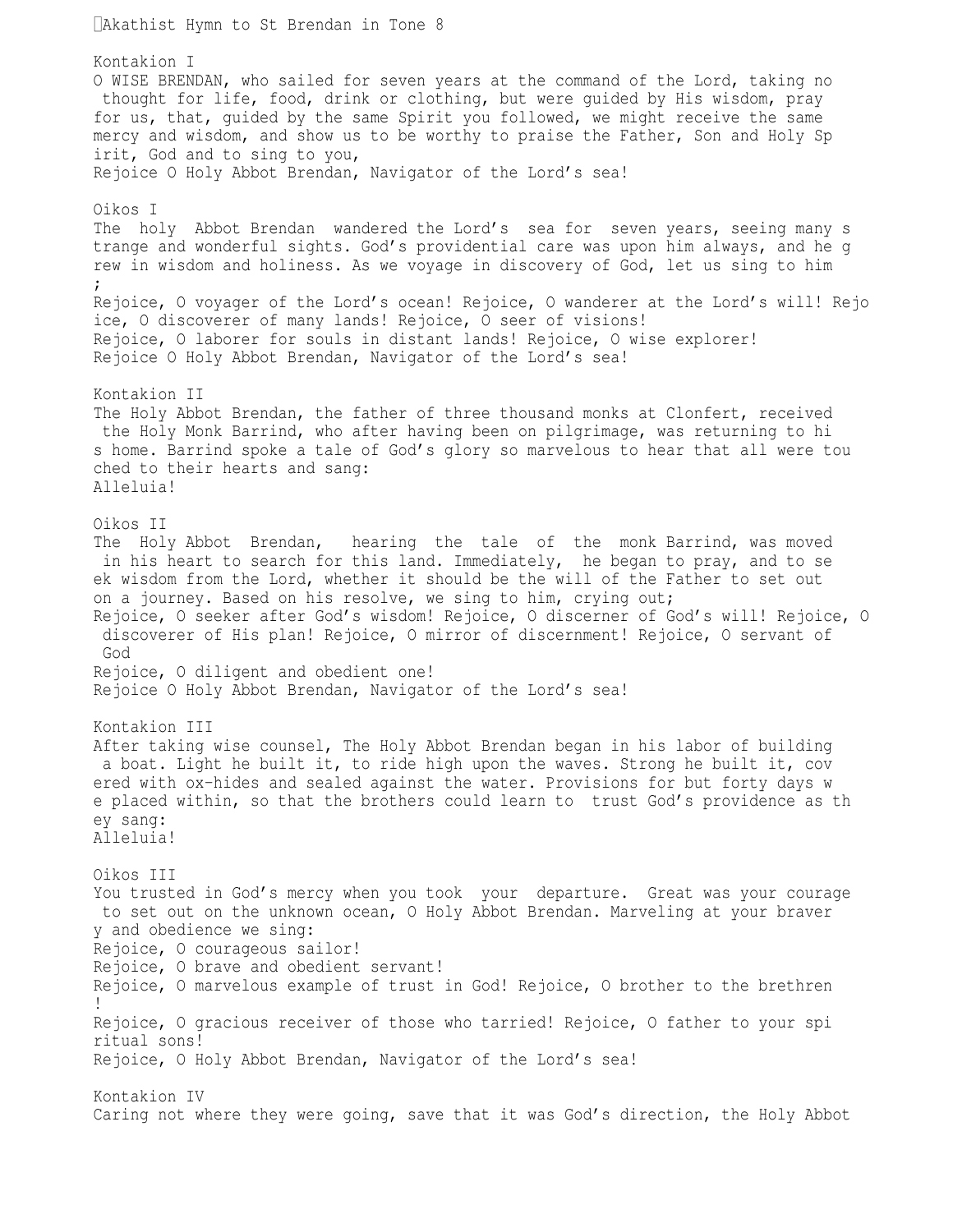# Akathist Hymn to St Brendan in Tone 8

## Kontakion I

O WISE BRENDAN, who sailed for seven years at the command of the Lord, taking no thought for life, food, drink or clothing, but were guided by His wisdom, pray for us, that, guided by the same Spirit you followed, we might receive the same mercy and wisdom, and show us to be worthy to praise the Father, Son and Holy Spirit, God and to sing to you,
Rejoice O Holy Abbot Brendan, Navigator of the Lord's sea!

## Oikos I

The holy Abbot Brendan wandered the Lord's sea for seven years, seeing many strange and wonderful sights. God's providential care was upon him always, and he grew in wisdom and holiness. As we voyage in discovery of God, let us sing to him;
Rejoice, O voyager of the Lord's ocean! Rejoice, O wanderer at the Lord's will! Rejoice, O discoverer of many lands! Rejoice, O seer of visions!
Rejoice, O laborer for souls in distant lands! Rejoice, O wise explorer!
Rejoice O Holy Abbot Brendan, Navigator of the Lord's sea!

## Kontakion II

The Holy Abbot Brendan, the father of three thousand monks at Clonfert, received the Holy Monk Barrind, who after having been on pilgrimage, was returning to his home. Barrind spoke a tale of God's glory so marvelous to hear that all were touched to their hearts and sang:
Alleluia!

## Oikos II

The Holy Abbot Brendan, hearing the tale of the monk Barrind, was moved in his heart to search for this land. Immediately, he began to pray, and to seek wisdom from the Lord, whether it should be the will of the Father to set out on a journey. Based on his resolve, we sing to him, crying out;
Rejoice, O seeker after God's wisdom! Rejoice, O discerner of God's will! Rejoice, O discoverer of His plan! Rejoice, O mirror of discernment! Rejoice, O servant of God
Rejoice, O diligent and obedient one!
Rejoice O Holy Abbot Brendan, Navigator of the Lord's sea!

## Kontakion III

After taking wise counsel, The Holy Abbot Brendan began in his labor of building a boat. Light he built it, to ride high upon the waves. Strong he built it, covered with ox-hides and sealed against the water. Provisions for but forty days we placed within, so that the brothers could learn to trust God's providence as they sang:
Alleluia!

## Oikos III

You trusted in God's mercy when you took your departure. Great was your courage to set out on the unknown ocean, O Holy Abbot Brendan. Marveling at your bravery and obedience we sing:
Rejoice, O courageous sailor!
Rejoice, O brave and obedient servant!
Rejoice, O marvelous example of trust in God! Rejoice, O brother to the brethren!
Rejoice, O gracious receiver of those who tarried! Rejoice, O father to your spiritual sons!
Rejoice, O Holy Abbot Brendan, Navigator of the Lord's sea!

## Kontakion IV

Caring not where they were going, save that it was God's direction, the Holy Abbot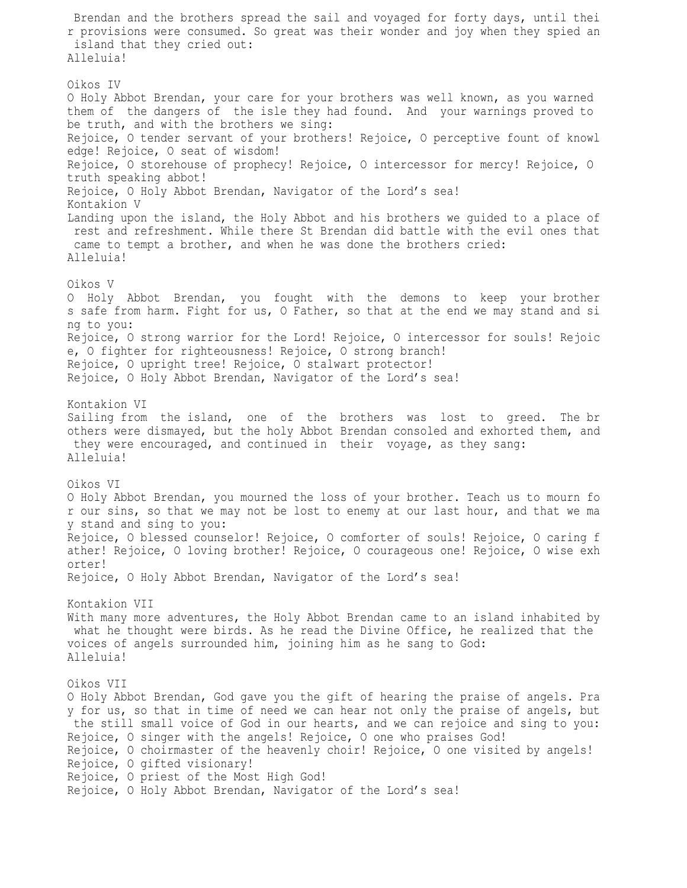Brendan and the brothers spread the sail and voyaged for forty days, until their provisions were consumed. So great was their wonder and joy when they spied an island that they cried out:
Alleluia!

Oikos IV
O Holy Abbot Brendan, your care for your brothers was well known, as you warned them of the dangers of the isle they had found. And your warnings proved to be truth, and with the brothers we sing:
Rejoice, O tender servant of your brothers! Rejoice, O perceptive fount of knowledge! Rejoice, O seat of wisdom!
Rejoice, O storehouse of prophecy! Rejoice, O intercessor for mercy! Rejoice, O truth speaking abbot!
Rejoice, O Holy Abbot Brendan, Navigator of the Lord's sea!

Kontakion V
Landing upon the island, the Holy Abbot and his brothers we guided to a place of rest and refreshment. While there St Brendan did battle with the evil ones that came to tempt a brother, and when he was done the brothers cried:
Alleluia!

Oikos V
O Holy Abbot Brendan, you fought with the demons to keep your brothers safe from harm. Fight for us, O Father, so that at the end we may stand and sing to you:
Rejoice, O strong warrior for the Lord! Rejoice, O intercessor for souls! Rejoice, O fighter for righteousness! Rejoice, O strong branch!
Rejoice, O upright tree! Rejoice, O stalwart protector!
Rejoice, O Holy Abbot Brendan, Navigator of the Lord's sea!

Kontakion VI
Sailing from the island, one of the brothers was lost to greed. The brothers were dismayed, but the holy Abbot Brendan consoled and exhorted them, and they were encouraged, and continued in their voyage, as they sang:
Alleluia!

Oikos VI
O Holy Abbot Brendan, you mourned the loss of your brother. Teach us to mourn for our sins, so that we may not be lost to enemy at our last hour, and that we may stand and sing to you:
Rejoice, O blessed counselor! Rejoice, O comforter of souls! Rejoice, O caring father! Rejoice, O loving brother! Rejoice, O courageous one! Rejoice, O wise exhorter!
Rejoice, O Holy Abbot Brendan, Navigator of the Lord's sea!

Kontakion VII
With many more adventures, the Holy Abbot Brendan came to an island inhabited by what he thought were birds. As he read the Divine Office, he realized that the voices of angels surrounded him, joining him as he sang to God:
Alleluia!

Oikos VII
O Holy Abbot Brendan, God gave you the gift of hearing the praise of angels. Pray for us, so that in time of need we can hear not only the praise of angels, but the still small voice of God in our hearts, and we can rejoice and sing to you:
Rejoice, O singer with the angels! Rejoice, O one who praises God!
Rejoice, O choirmaster of the heavenly choir! Rejoice, O one visited by angels!
Rejoice, O gifted visionary!
Rejoice, O priest of the Most High God!
Rejoice, O Holy Abbot Brendan, Navigator of the Lord's sea!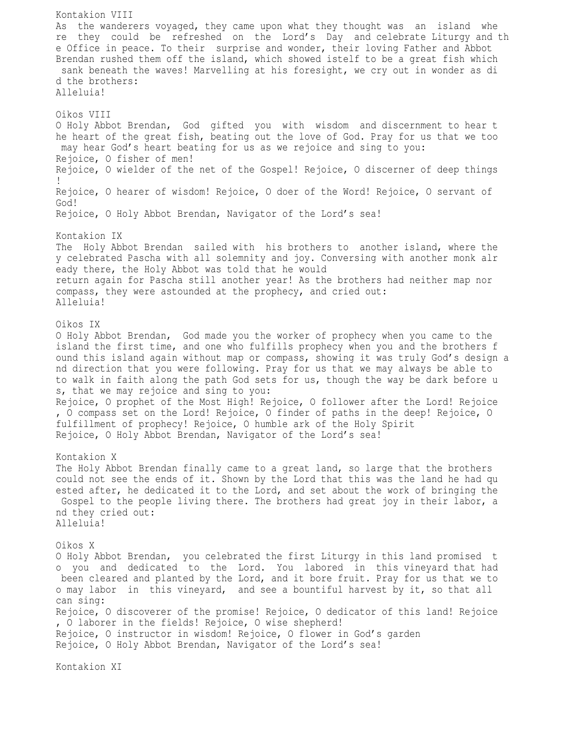Kontakion VIII

As the wanderers voyaged, they came upon what they thought was an island where they could be refreshed on the Lord's Day and celebrate Liturgy and the Office in peace. To their surprise and wonder, their loving Father and Abbot Brendan rushed them off the island, which showed istelf to be a great fish which sank beneath the waves! Marvelling at his foresight, we cry out in wonder as did the brothers:
Alleluia!

Oikos VIII

O Holy Abbot Brendan, God gifted you with wisdom and discernment to hear the heart of the great fish, beating out the love of God. Pray for us that we too may hear God's heart beating for us as we rejoice and sing to you:
Rejoice, O fisher of men!
Rejoice, O wielder of the net of the Gospel! Rejoice, O discerner of deep things!
Rejoice, O hearer of wisdom! Rejoice, O doer of the Word! Rejoice, O servant of God!
Rejoice, O Holy Abbot Brendan, Navigator of the Lord's sea!

Kontakion IX

The Holy Abbot Brendan sailed with his brothers to another island, where they celebrated Pascha with all solemnity and joy. Conversing with another monk already there, the Holy Abbot was told that he would
return again for Pascha still another year! As the brothers had neither map nor compass, they were astounded at the prophecy, and cried out:
Alleluia!

Oikos IX

O Holy Abbot Brendan, God made you the worker of prophecy when you came to the island the first time, and one who fulfills prophecy when you and the brothers found this island again without map or compass, showing it was truly God's design and direction that you were following. Pray for us that we may always be able to to walk in faith along the path God sets for us, though the way be dark before us, that we may rejoice and sing to you:
Rejoice, O prophet of the Most High! Rejoice, O follower after the Lord! Rejoice, O compass set on the Lord! Rejoice, O finder of paths in the deep! Rejoice, O fulfillment of prophecy! Rejoice, O humble ark of the Holy Spirit
Rejoice, O Holy Abbot Brendan, Navigator of the Lord's sea!

Kontakion X

The Holy Abbot Brendan finally came to a great land, so large that the brothers could not see the ends of it. Shown by the Lord that this was the land he had quested after, he dedicated it to the Lord, and set about the work of bringing the Gospel to the people living there. The brothers had great joy in their labor, and they cried out:
Alleluia!

Oikos X

O Holy Abbot Brendan, you celebrated the first Liturgy in this land promised to you and dedicated to the Lord. You labored in this vineyard that had been cleared and planted by the Lord, and it bore fruit. Pray for us that we too may labor in this vineyard, and see a bountiful harvest by it, so that all can sing:
Rejoice, O discoverer of the promise! Rejoice, O dedicator of this land! Rejoice, O laborer in the fields! Rejoice, O wise shepherd!
Rejoice, O instructor in wisdom! Rejoice, O flower in God's garden
Rejoice, O Holy Abbot Brendan, Navigator of the Lord's sea!

Kontakion XI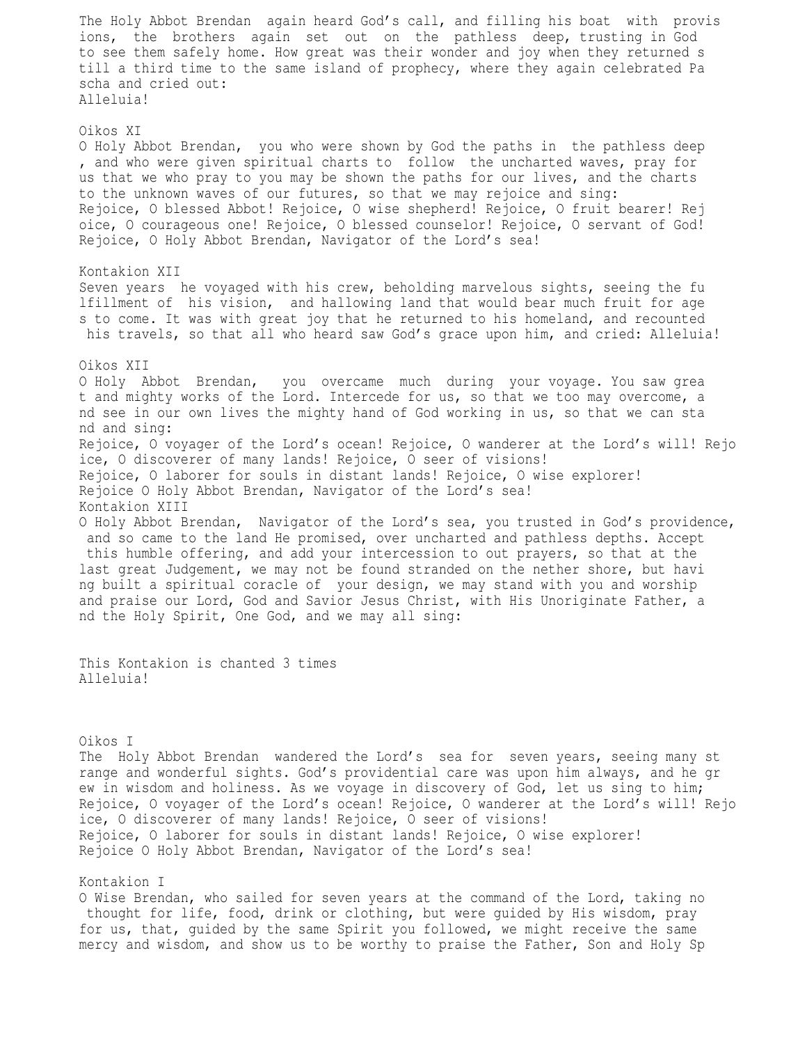The Holy Abbot Brendan again heard God's call, and filling his boat with provisions, the brothers again set out on the pathless deep, trusting in God to see them safely home. How great was their wonder and joy when they returned still a third time to the same island of prophecy, where they again celebrated Pascha and cried out:
Alleluia!

### Oikos XI

O Holy Abbot Brendan, you who were shown by God the paths in the pathless deep, and who were given spiritual charts to follow the uncharted waves, pray for us that we who pray to you may be shown the paths for our lives, and the charts to the unknown waves of our futures, so that we may rejoice and sing:
Rejoice, O blessed Abbot! Rejoice, O wise shepherd! Rejoice, O fruit bearer! Rejoice, O courageous one! Rejoice, O blessed counselor! Rejoice, O servant of God!
Rejoice, O Holy Abbot Brendan, Navigator of the Lord's sea!

### Kontakion XII

Seven years he voyaged with his crew, beholding marvelous sights, seeing the fulfillment of his vision, and hallowing land that would bear much fruit for ages to come. It was with great joy that he returned to his homeland, and recounted his travels, so that all who heard saw God's grace upon him, and cried: Alleluia!

### Oikos XII

O Holy Abbot Brendan, you overcame much during your voyage. You saw great and mighty works of the Lord. Intercede for us, so that we too may overcome, and see in our own lives the mighty hand of God working in us, so that we can stand and sing:
Rejoice, O voyager of the Lord's ocean! Rejoice, O wanderer at the Lord's will! Rejoice, O discoverer of many lands! Rejoice, O seer of visions!
Rejoice, O laborer for souls in distant lands! Rejoice, O wise explorer!
Rejoice O Holy Abbot Brendan, Navigator of the Lord's sea!

### Kontakion XIII

O Holy Abbot Brendan, Navigator of the Lord's sea, you trusted in God's providence, and so came to the land He promised, over uncharted and pathless depths. Accept this humble offering, and add your intercession to out prayers, so that at the last great Judgement, we may not be found stranded on the nether shore, but having built a spiritual coracle of your design, we may stand with you and worship and praise our Lord, God and Savior Jesus Christ, with His Unoriginate Father, and the Holy Spirit, One God, and we may all sing:

This Kontakion is chanted 3 times
Alleluia!

### Oikos I

The Holy Abbot Brendan wandered the Lord's sea for seven years, seeing many strange and wonderful sights. God's providential care was upon him always, and he grew in wisdom and holiness. As we voyage in discovery of God, let us sing to him;
Rejoice, O voyager of the Lord's ocean! Rejoice, O wanderer at the Lord's will! Rejoice, O discoverer of many lands! Rejoice, O seer of visions!
Rejoice, O laborer for souls in distant lands! Rejoice, O wise explorer!
Rejoice O Holy Abbot Brendan, Navigator of the Lord's sea!

### Kontakion I

O Wise Brendan, who sailed for seven years at the command of the Lord, taking no thought for life, food, drink or clothing, but were guided by His wisdom, pray for us, that, guided by the same Spirit you followed, we might receive the same mercy and wisdom, and show us to be worthy to praise the Father, Son and Holy Sp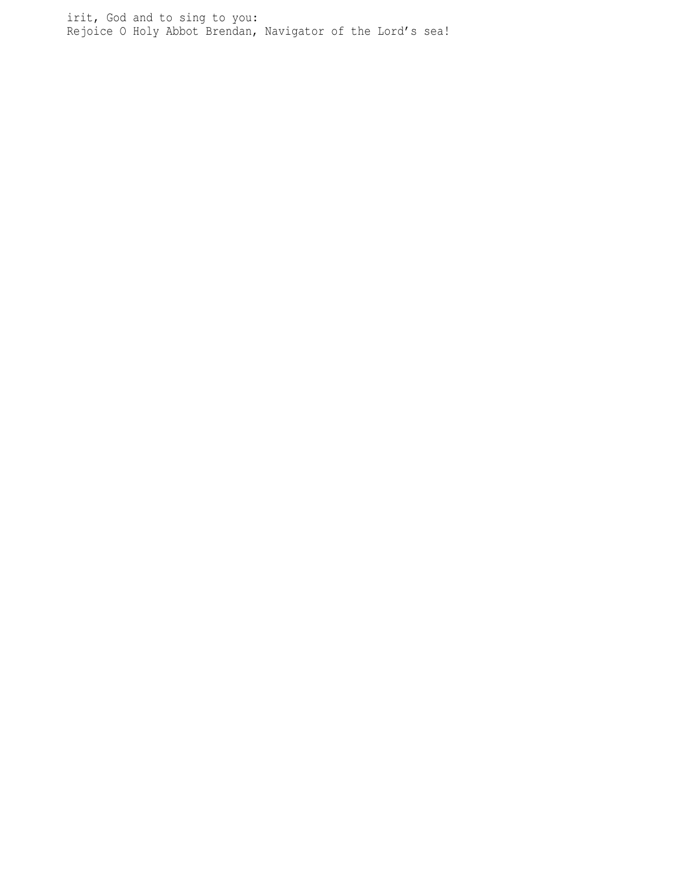irit, God and to sing to you:
Rejoice O Holy Abbot Brendan, Navigator of the Lord’s sea!